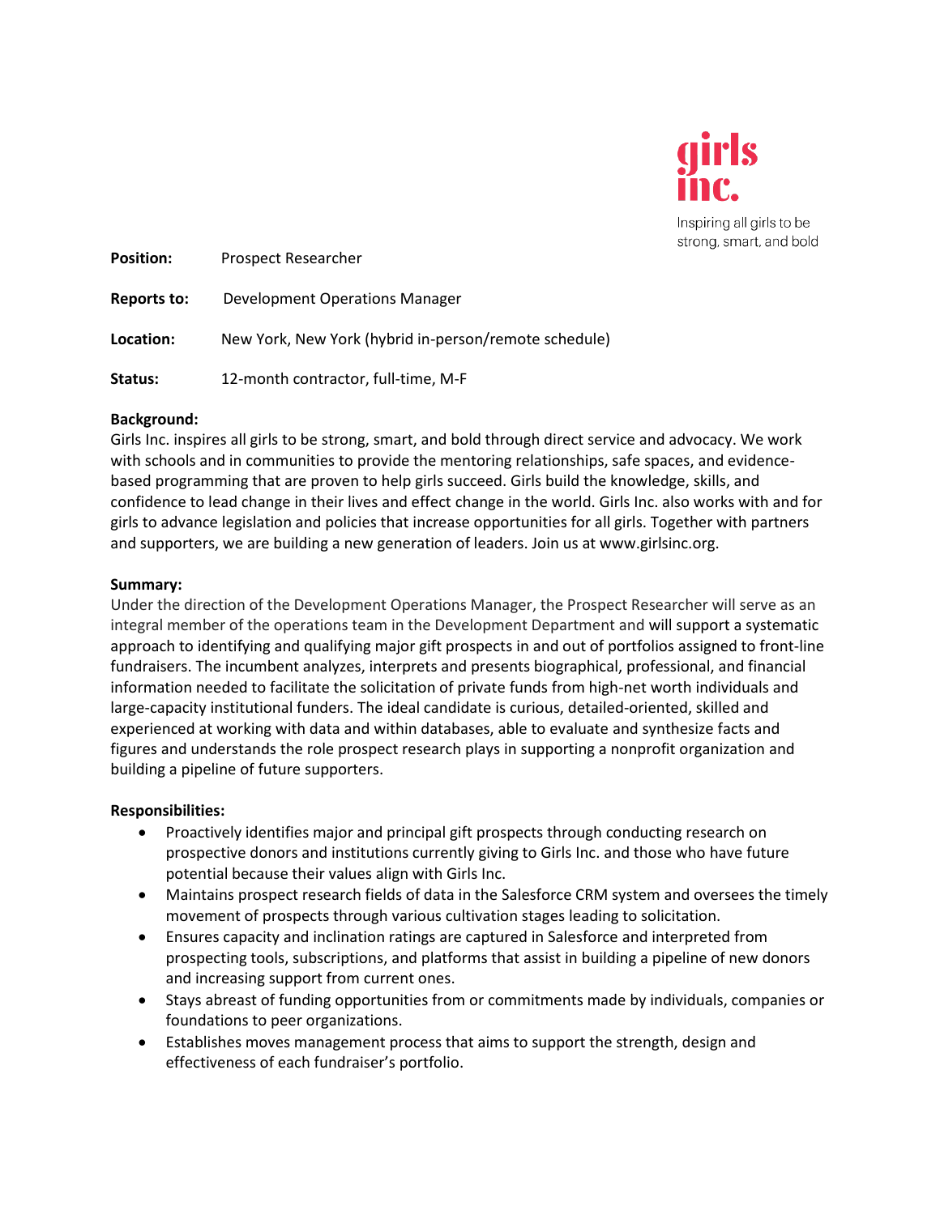girls inc.

Inspiring all girls to be strong, smart, and bold

**Position:** Prospect Researcher

**Reports to:** Development Operations Manager

**Location:** New York, New York (hybrid in-person/remote schedule)

**Status:** 12-month contractor, full-time, M-F

**Background:**

Girls Inc. inspires all girls to be strong, smart, and bold through direct service and advocacy. We work with schools and in communities to provide the mentoring relationships, safe spaces, and evidence-based programming that are proven to help girls succeed. Girls build the knowledge, skills, and confidence to lead change in their lives and effect change in the world. Girls Inc. also works with and for girls to advance legislation and policies that increase opportunities for all girls. Together with partners and supporters, we are building a new generation of leaders. Join us at www.girlsinc.org.

**Summary:**

Under the direction of the Development Operations Manager, the Prospect Researcher will serve as an integral member of the operations team in the Development Department and will support a systematic approach to identifying and qualifying major gift prospects in and out of portfolios assigned to front-line fundraisers. The incumbent analyzes, interprets and presents biographical, professional, and financial information needed to facilitate the solicitation of private funds from high-net worth individuals and large-capacity institutional funders. The ideal candidate is curious, detailed-oriented, skilled and experienced at working with data and within databases, able to evaluate and synthesize facts and figures and understands the role prospect research plays in supporting a nonprofit organization and building a pipeline of future supporters.

**Responsibilities:**

- Proactively identifies major and principal gift prospects through conducting research on prospective donors and institutions currently giving to Girls Inc. and those who have future potential because their values align with Girls Inc.
- Maintains prospect research fields of data in the Salesforce CRM system and oversees the timely movement of prospects through various cultivation stages leading to solicitation.
- Ensures capacity and inclination ratings are captured in Salesforce and interpreted from prospecting tools, subscriptions, and platforms that assist in building a pipeline of new donors and increasing support from current ones.
- Stays abreast of funding opportunities from or commitments made by individuals, companies or foundations to peer organizations.
- Establishes moves management process that aims to support the strength, design and effectiveness of each fundraiser's portfolio.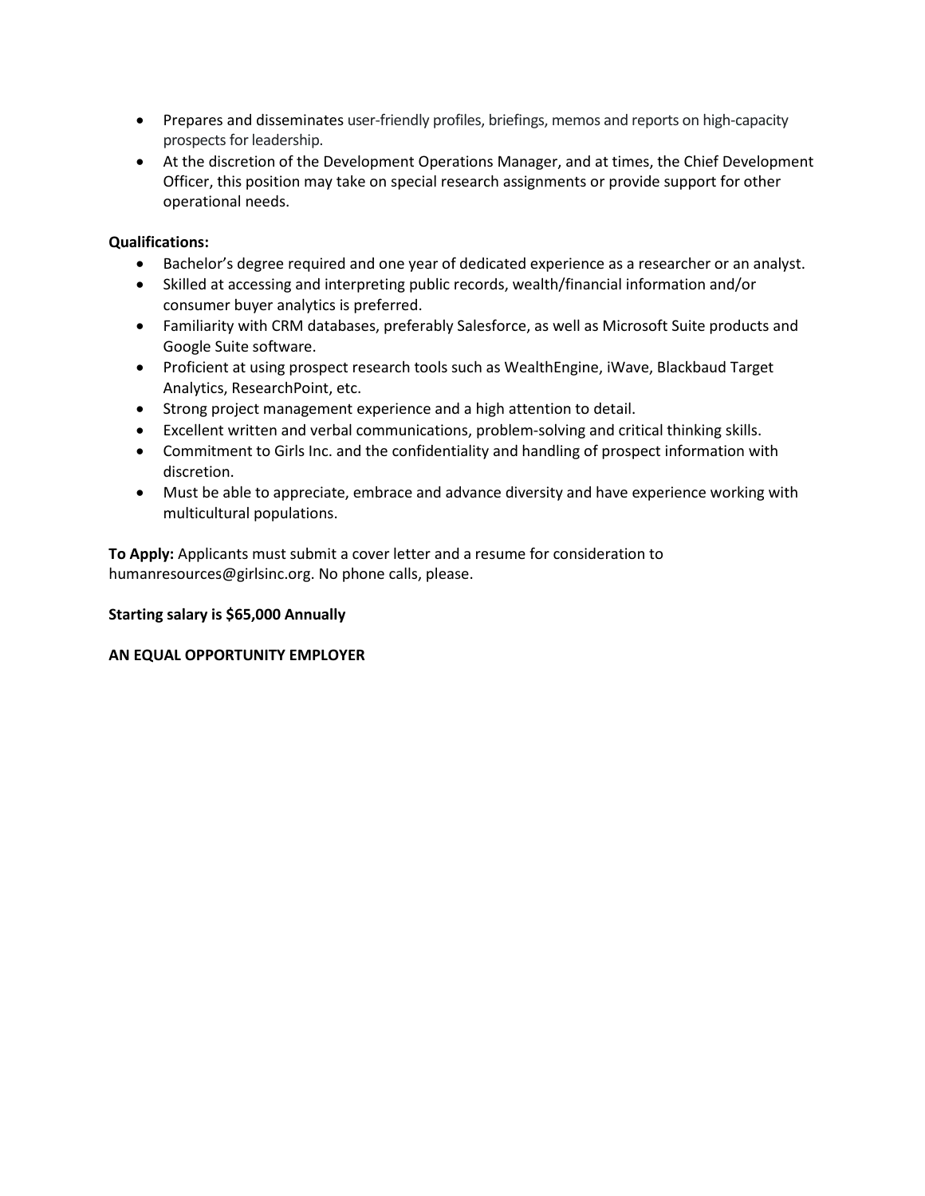- Prepares and disseminates user-friendly profiles, briefings, memos and reports on high-capacity prospects for leadership.
- At the discretion of the Development Operations Manager, and at times, the Chief Development Officer, this position may take on special research assignments or provide support for other operational needs.

**Qualifications:**

- Bachelor's degree required and one year of dedicated experience as a researcher or an analyst.
- Skilled at accessing and interpreting public records, wealth/financial information and/or consumer buyer analytics is preferred.
- Familiarity with CRM databases, preferably Salesforce, as well as Microsoft Suite products and Google Suite software.
- Proficient at using prospect research tools such as WealthEngine, iWave, Blackbaud Target Analytics, ResearchPoint, etc.
- Strong project management experience and a high attention to detail.
- Excellent written and verbal communications, problem-solving and critical thinking skills.
- Commitment to Girls Inc. and the confidentiality and handling of prospect information with discretion.
- Must be able to appreciate, embrace and advance diversity and have experience working with multicultural populations.

**To Apply:** Applicants must submit a cover letter and a resume for consideration to humanresources@girlsinc.org. No phone calls, please.

**Starting salary is $65,000 Annually**

**AN EQUAL OPPORTUNITY EMPLOYER**